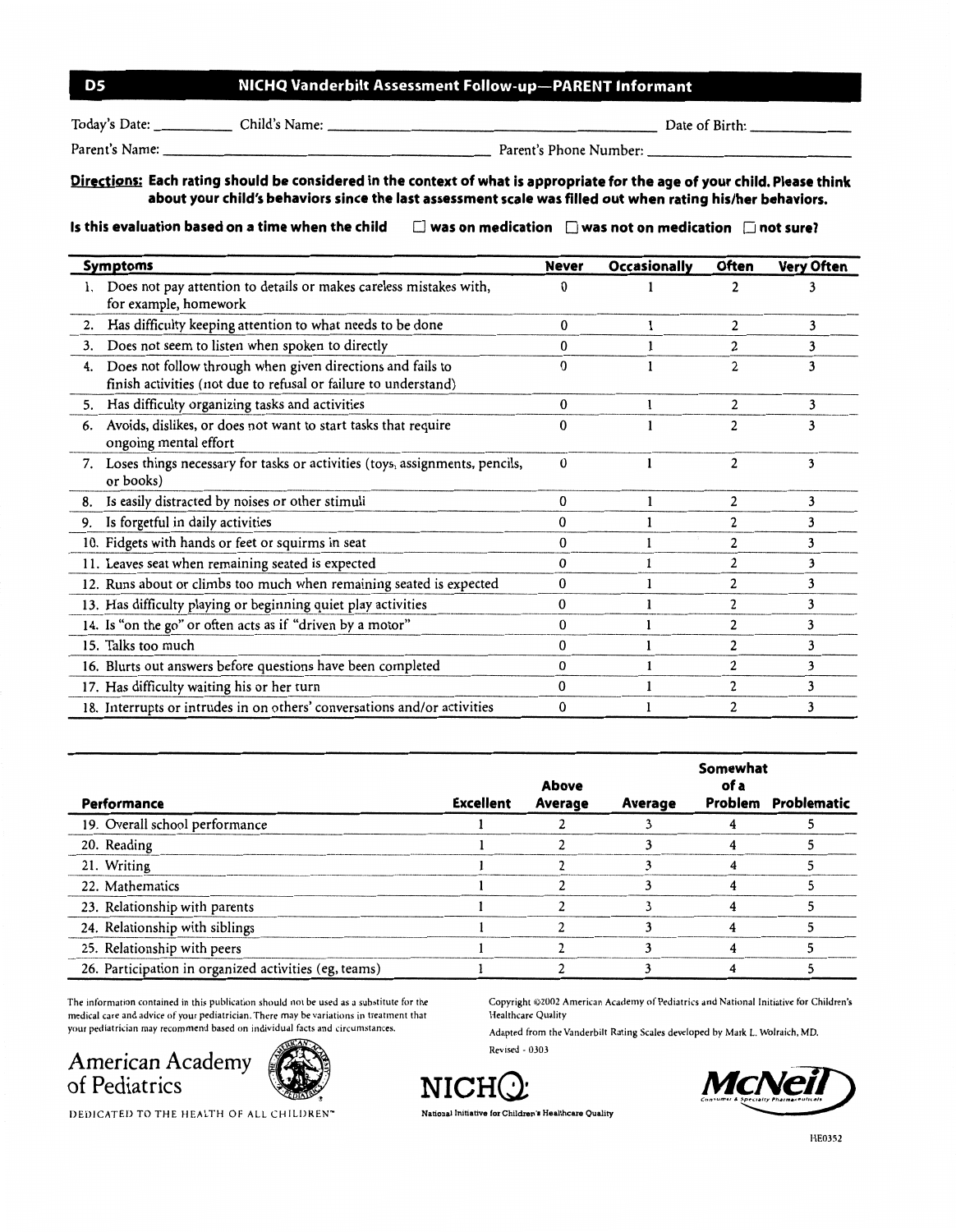# D5 NICHQ Vanderbilt Assessment Follow-up—PARENT Informant

Today's Date: __________ Child's Name: ________________________________________ Date of Birth: ____________

Parent's Name: ________________________________________ Parent's Phone Number: ________________________

**Directions: Each rating should be considered in the context of what is appropriate for the age of your child. Please think about your child's behaviors since the last assessment scale was filled out when rating his/her behaviors.**

**Is this evaluation based on a time when the child ☐ was on medication ☐ was not on medication ☐ not sure?**

| Symptoms | Never | Occasionally | Often | Very Often |
|---|---|---|---|---|
| 1. Does not pay attention to details or makes careless mistakes with, for example, homework | 0 | 1 | 2 | 3 |
| 2. Has difficulty keeping attention to what needs to be done | 0 | 1 | 2 | 3 |
| 3. Does not seem to listen when spoken to directly | 0 | 1 | 2 | 3 |
| 4. Does not follow through when given directions and fails to finish activities (not due to refusal or failure to understand) | 0 | 1 | 2 | 3 |
| 5. Has difficulty organizing tasks and activities | 0 | 1 | 2 | 3 |
| 6. Avoids, dislikes, or does not want to start tasks that require ongoing mental effort | 0 | 1 | 2 | 3 |
| 7. Loses things necessary for tasks or activities (toys, assignments, pencils, or books) | 0 | 1 | 2 | 3 |
| 8. Is easily distracted by noises or other stimuli | 0 | 1 | 2 | 3 |
| 9. Is forgetful in daily activities | 0 | 1 | 2 | 3 |
| 10. Fidgets with hands or feet or squirms in seat | 0 | 1 | 2 | 3 |
| 11. Leaves seat when remaining seated is expected | 0 | 1 | 2 | 3 |
| 12. Runs about or climbs too much when remaining seated is expected | 0 | 1 | 2 | 3 |
| 13. Has difficulty playing or beginning quiet play activities | 0 | 1 | 2 | 3 |
| 14. Is "on the go" or often acts as if "driven by a motor" | 0 | 1 | 2 | 3 |
| 15. Talks too much | 0 | 1 | 2 | 3 |
| 16. Blurts out answers before questions have been completed | 0 | 1 | 2 | 3 |
| 17. Has difficulty waiting his or her turn | 0 | 1 | 2 | 3 |
| 18. Interrupts or intrudes in on others' conversations and/or activities | 0 | 1 | 2 | 3 |

| Performance | Excellent | Above Average | Average | Somewhat of a Problem | Problematic |
|---|---|---|---|---|---|
| 19. Overall school performance | 1 | 2 | 3 | 4 | 5 |
| 20. Reading | 1 | 2 | 3 | 4 | 5 |
| 21. Writing | 1 | 2 | 3 | 4 | 5 |
| 22. Mathematics | 1 | 2 | 3 | 4 | 5 |
| 23. Relationship with parents | 1 | 2 | 3 | 4 | 5 |
| 24. Relationship with siblings | 1 | 2 | 3 | 4 | 5 |
| 25. Relationship with peers | 1 | 2 | 3 | 4 | 5 |
| 26. Participation in organized activities (eg, teams) | 1 | 2 | 3 | 4 | 5 |

The information contained in this publication should not be used as a substitute for the medical care and advice of your pediatrician. There may be variations in treatment that your pediatrician may recommend based on individual facts and circumstances.

Copyright ©2002 American Academy of Pediatrics and National Initiative for Children's Healthcare Quality

Adapted from the Vanderbilt Rating Scales developed by Mark L. Wolraich, MD.

Revised - 0303

American Academy of Pediatrics

DEDICATED TO THE HEALTH OF ALL CHILDREN™

NICHQ

National Initiative for Children's Healthcare Quality

McNeil Consumer & Specialty Pharmaceuticals

HE0352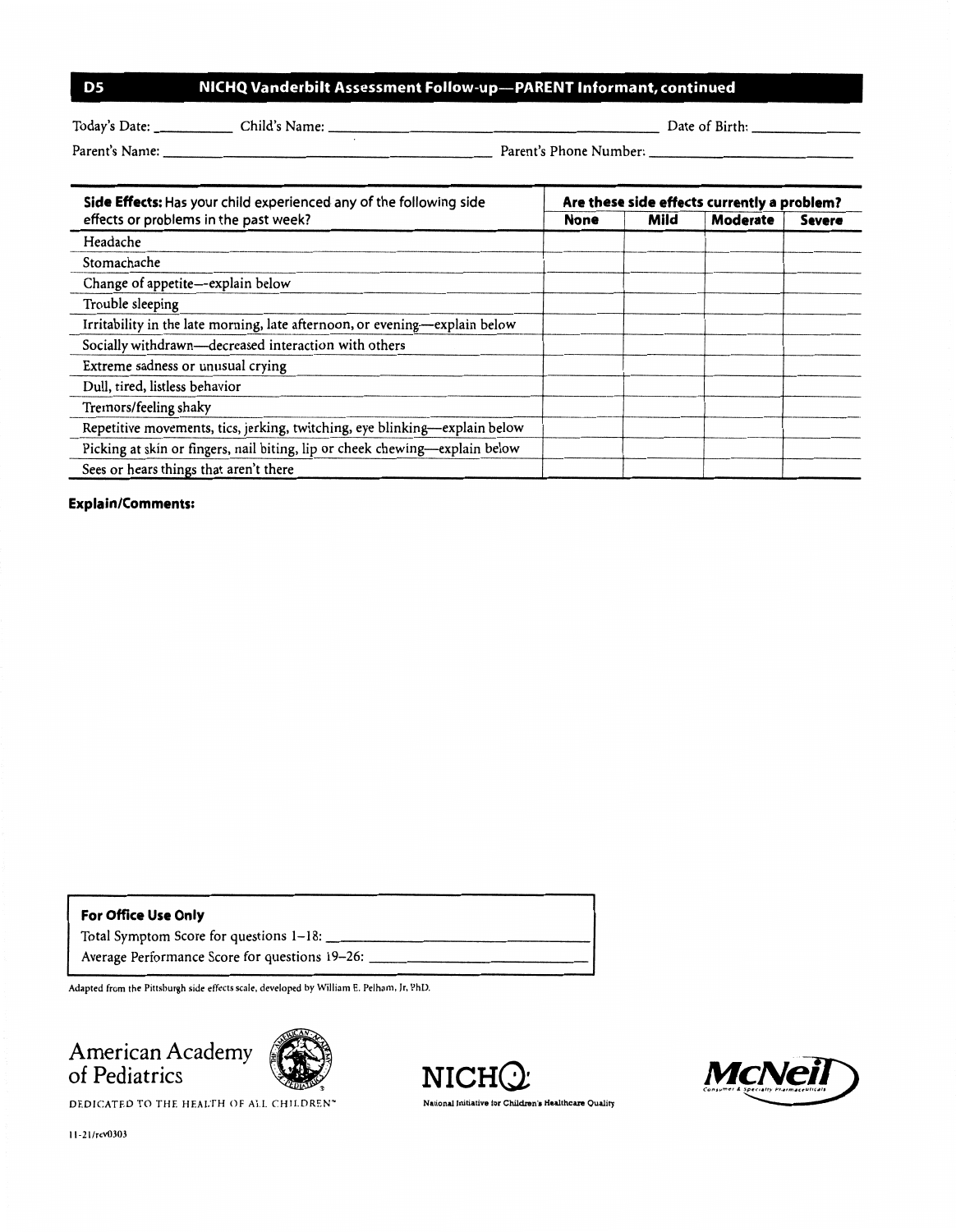## D5 NICHQ Vanderbilt Assessment Follow-up—PARENT Informant, continued

Today's Date: ___________ Child's Name: ___________________________________________ Date of Birth: ______________

Parent's Name: ___________________________________________ Parent's Phone Number: ___________________________

| **Side Effects:** Has your child experienced any of the following side effects or problems in the past week? | **Are these side effects currently a problem?** | | | |
|---|---|---|---|---|
| | **None** | **Mild** | **Moderate** | **Severe** |
| Headache | | | | |
| Stomachache | | | | |
| Change of appetite—explain below | | | | |
| Trouble sleeping | | | | |
| Irritability in the late morning, late afternoon, or evening—explain below | | | | |
| Socially withdrawn—decreased interaction with others | | | | |
| Extreme sadness or unusual crying | | | | |
| Dull, tired, listless behavior | | | | |
| Tremors/feeling shaky | | | | |
| Repetitive movements, tics, jerking, twitching, eye blinking—explain below | | | | |
| Picking at skin or fingers, nail biting, lip or cheek chewing—explain below | | | | |
| Sees or hears things that aren't there | | | | |

**Explain/Comments:**

**For Office Use Only**

Total Symptom Score for questions 1–18: ______________________________

Average Performance Score for questions 19–26: ______________________________

Adapted from the Pittsburgh side effects scale, developed by William E. Pelham, Jr, PhD.

American Academy of Pediatrics

DEDICATED TO THE HEALTH OF ALL CHILDREN™

NICHQ

National Initiative for Children's Healthcare Quality

McNeil Consumer & Specialty Pharmaceuticals

11-21/rev0303